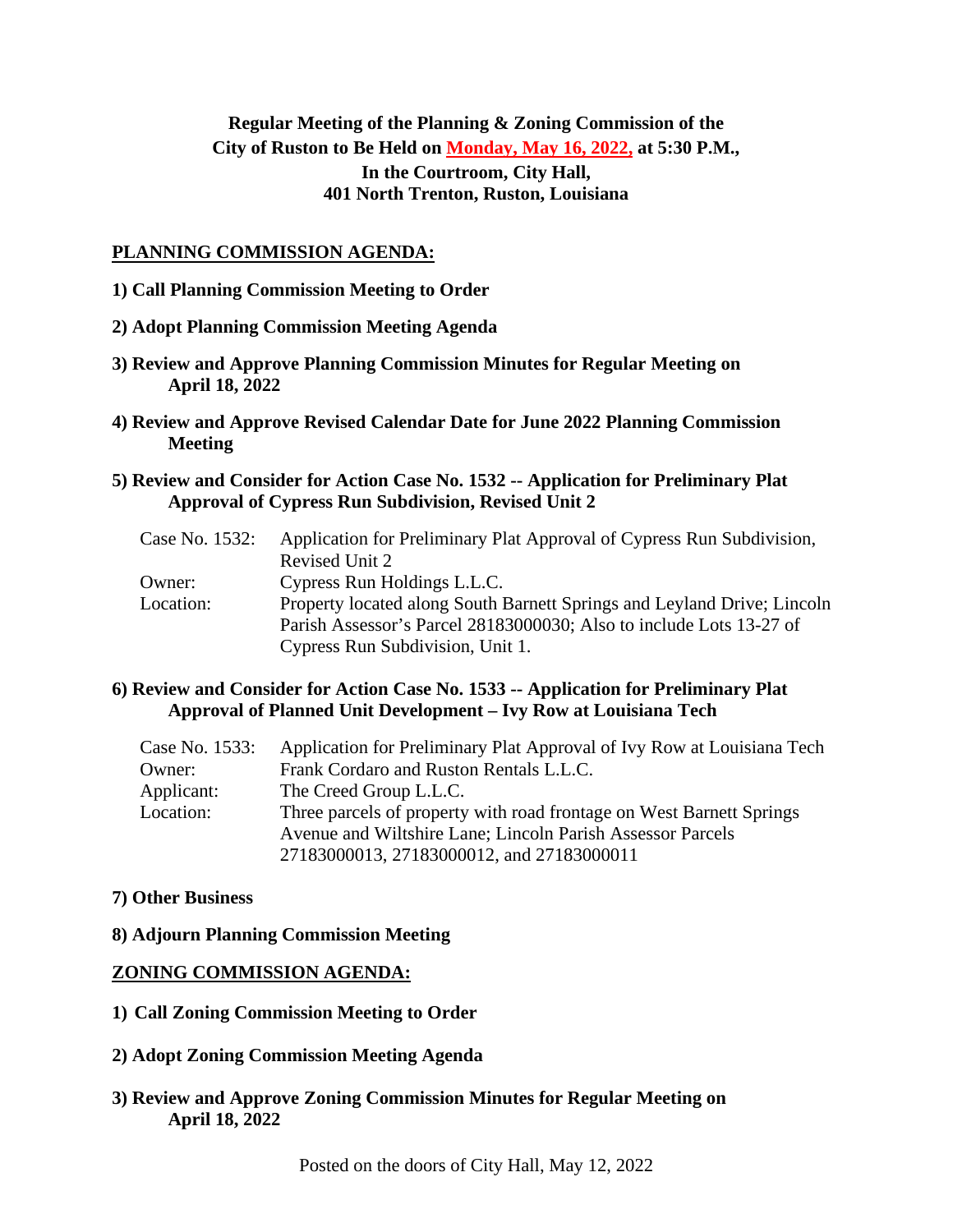**Regular Meeting of the Planning & Zoning Commission of the City of Ruston to Be Held on Monday, May 16, 2022, at 5:30 P.M., In the Courtroom, City Hall, 401 North Trenton, Ruston, Louisiana**

## PLANNING COMMISSION AGENDA:

**1) Call Planning Commission Meeting to Order**

**2) Adopt Planning Commission Meeting Agenda**

**3) Review and Approve Planning Commission Minutes for Regular Meeting on April 18, 2022**

**4) Review and Approve Revised Calendar Date for June 2022 Planning Commission Meeting**

**5) Review and Consider for Action Case No. 1532 -- Application for Preliminary Plat Approval of Cypress Run Subdivision, Revised Unit 2**

| | |
|---|---|
| Case No. 1532: | Application for Preliminary Plat Approval of Cypress Run Subdivision, Revised Unit 2 |
| Owner: | Cypress Run Holdings L.L.C. |
| Location: | Property located along South Barnett Springs and Leyland Drive; Lincoln Parish Assessor's Parcel 28183000030; Also to include Lots 13-27 of Cypress Run Subdivision, Unit 1. |

**6) Review and Consider for Action Case No. 1533 -- Application for Preliminary Plat Approval of Planned Unit Development – Ivy Row at Louisiana Tech**

| | |
|---|---|
| Case No. 1533: | Application for Preliminary Plat Approval of Ivy Row at Louisiana Tech |
| Owner: | Frank Cordaro and Ruston Rentals L.L.C. |
| Applicant: | The Creed Group L.L.C. |
| Location: | Three parcels of property with road frontage on West Barnett Springs Avenue and Wiltshire Lane; Lincoln Parish Assessor Parcels 27183000013, 27183000012, and 27183000011 |

**7) Other Business**

**8) Adjourn Planning Commission Meeting**

## ZONING COMMISSION AGENDA:

**1) Call Zoning Commission Meeting to Order**

**2) Adopt Zoning Commission Meeting Agenda**

**3) Review and Approve Zoning Commission Minutes for Regular Meeting on April 18, 2022**

Posted on the doors of City Hall, May 12, 2022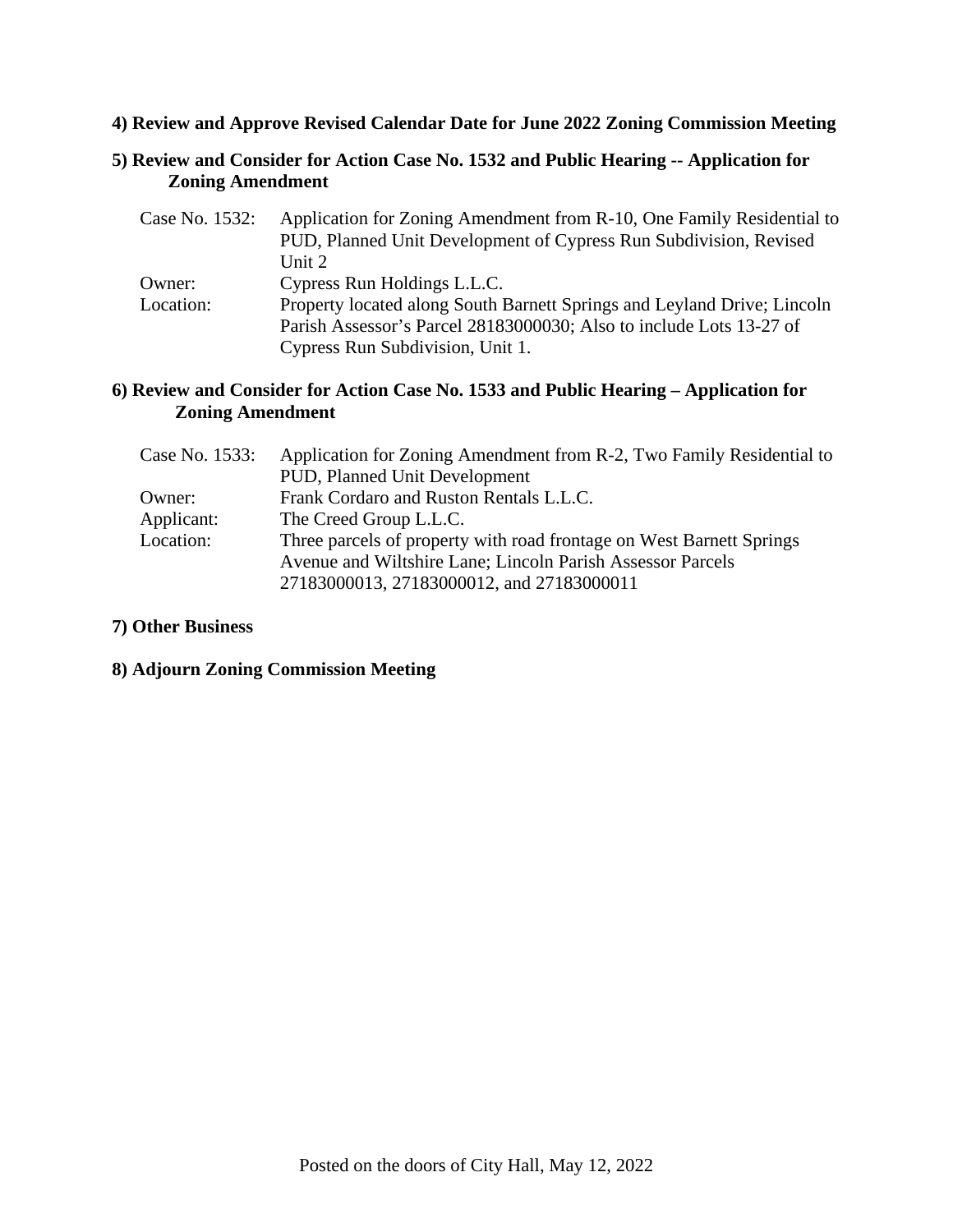**4) Review and Approve Revised Calendar Date for June 2022 Zoning Commission Meeting**

**5) Review and Consider for Action Case No. 1532 and Public Hearing -- Application for Zoning Amendment**

| | |
|---|---|
| Case No. 1532: | Application for Zoning Amendment from R-10, One Family Residential to PUD, Planned Unit Development of Cypress Run Subdivision, Revised Unit 2 |
| Owner: | Cypress Run Holdings L.L.C. |
| Location: | Property located along South Barnett Springs and Leyland Drive; Lincoln Parish Assessor's Parcel 28183000030; Also to include Lots 13-27 of Cypress Run Subdivision, Unit 1. |

**6) Review and Consider for Action Case No. 1533 and Public Hearing – Application for Zoning Amendment**

| | |
|---|---|
| Case No. 1533: | Application for Zoning Amendment from R-2, Two Family Residential to PUD, Planned Unit Development |
| Owner: | Frank Cordaro and Ruston Rentals L.L.C. |
| Applicant: | The Creed Group L.L.C. |
| Location: | Three parcels of property with road frontage on West Barnett Springs Avenue and Wiltshire Lane; Lincoln Parish Assessor Parcels 27183000013, 27183000012, and 27183000011 |

**7) Other Business**

**8) Adjourn Zoning Commission Meeting**

Posted on the doors of City Hall, May 12, 2022